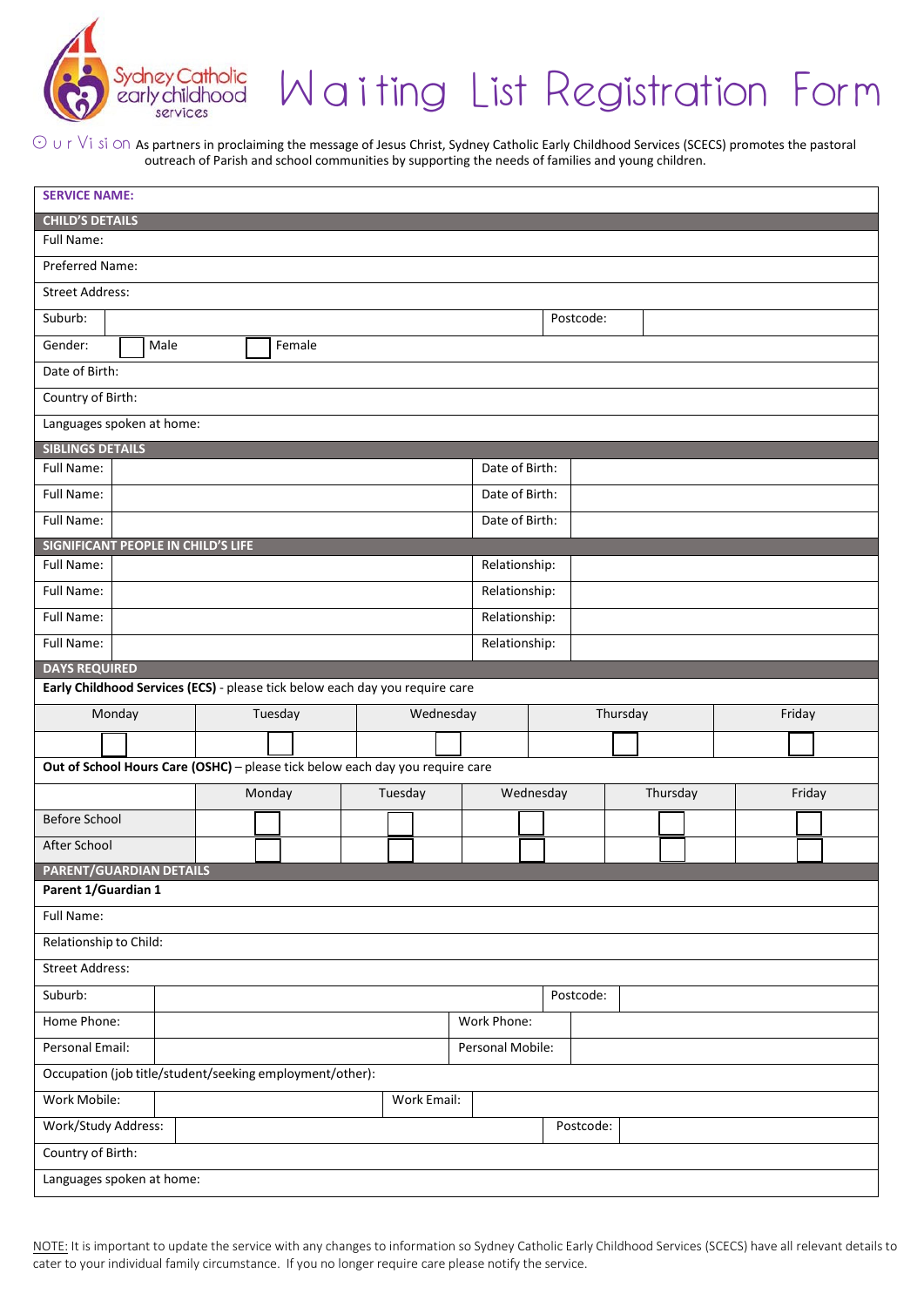Sydney Catholic early childhood services

# Waiting List Registration Form

Our Vision As partners in proclaiming the message of Jesus Christ, Sydney Catholic Early Childhood Services (SCECS) promotes the pastoral outreach of Parish and school communities by supporting the needs of families and young children.

**SERVICE NAME:**

**CHILD'S DETAILS**

| | | | |
|---|---|---|---|
| Full Name: | | | |
| Preferred Name: | | | |
| Street Address: | | | |
| Suburb: | | Postcode: | |
| Gender: ☐ Male ☐ Female | | | |
| Date of Birth: | | | |
| Country of Birth: | | | |
| Languages spoken at home: | | | |

**SIBLINGS DETAILS**

| | | | |
|---|---|---|---|
| Full Name: | | Date of Birth: | |
| Full Name: | | Date of Birth: | |
| Full Name: | | Date of Birth: | |

**SIGNIFICANT PEOPLE IN CHILD'S LIFE**

| | | | |
|---|---|---|---|
| Full Name: | | Relationship: | |
| Full Name: | | Relationship: | |
| Full Name: | | Relationship: | |
| Full Name: | | Relationship: | |

**DAYS REQUIRED**

**Early Childhood Services (ECS)** - please tick below each day you require care

| Monday | Tuesday | Wednesday | Thursday | Friday |
|---|---|---|---|---|
| ☐ | ☐ | ☐ | ☐ | ☐ |

**Out of School Hours Care (OSHC)** – please tick below each day you require care

| | Monday | Tuesday | Wednesday | Thursday | Friday |
|---|---|---|---|---|---|
| Before School | ☐ | ☐ | ☐ | ☐ | ☐ |
| After School | ☐ | ☐ | ☐ | ☐ | ☐ |

**PARENT/GUARDIAN DETAILS**

**Parent 1/Guardian 1**

| | | | |
|---|---|---|---|
| Full Name: | | | |
| Relationship to Child: | | | |
| Street Address: | | | |
| Suburb: | | Postcode: | |
| Home Phone: | | Work Phone: | |
| Personal Email: | | Personal Mobile: | |
| Occupation (job title/student/seeking employment/other): | | | |
| Work Mobile: | | Work Email: | |
| Work/Study Address: | | Postcode: | |
| Country of Birth: | | | |
| Languages spoken at home: | | | |

NOTE: It is important to update the service with any changes to information so Sydney Catholic Early Childhood Services (SCECS) have all relevant details to cater to your individual family circumstance. If you no longer require care please notify the service.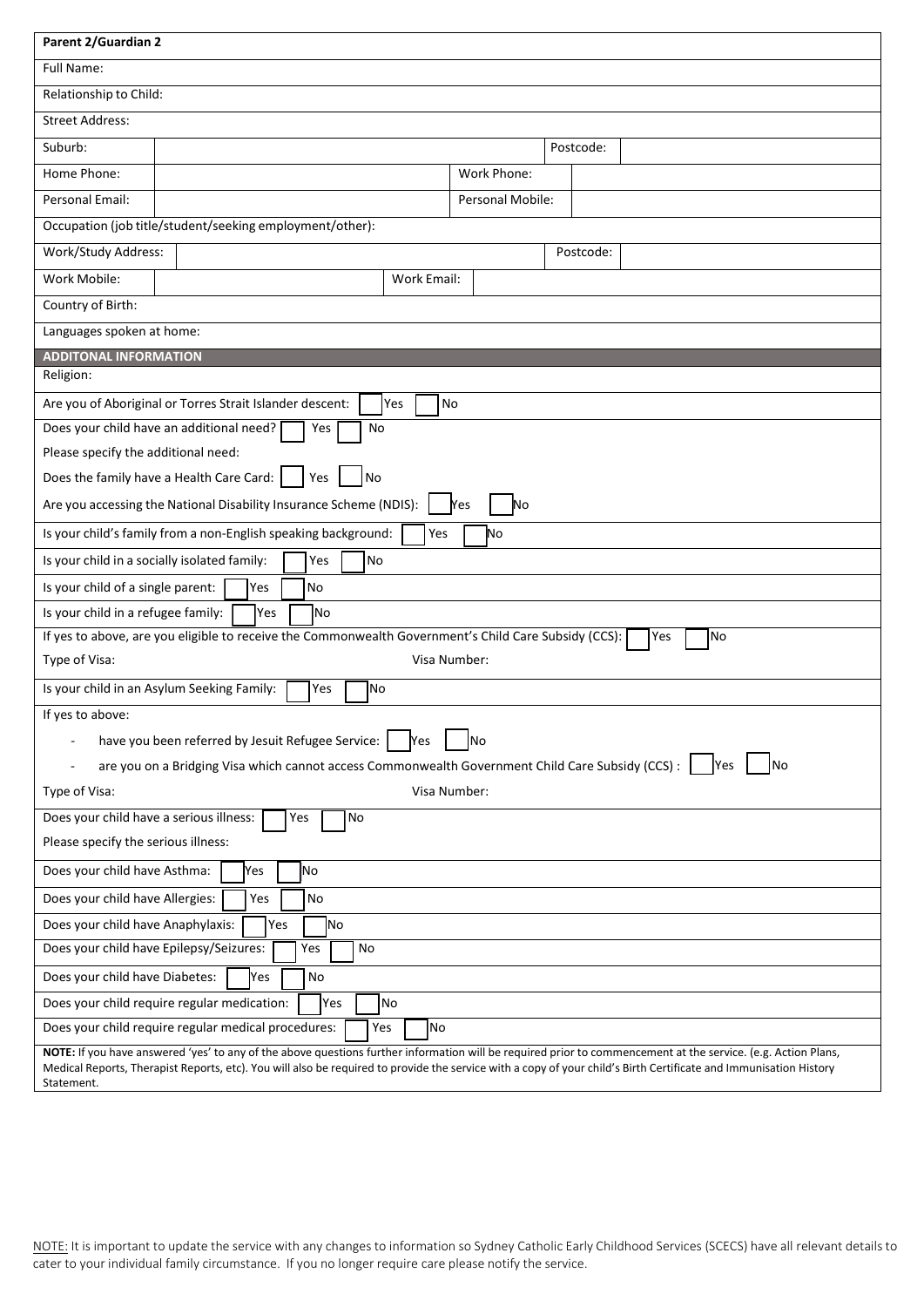| **Parent 2/Guardian 2** | | | |
|---|---|---|---|
| Full Name: | | | |
| Relationship to Child: | | | |
| Street Address: | | | |
| Suburb: | | Postcode: | |
| Home Phone: | | Work Phone: | |
| Personal Email: | | Personal Mobile: | |
| Occupation (job title/student/seeking employment/other): | | | |
| Work/Study Address: | | Postcode: | |
| Work Mobile: | | Work Email: | |
| Country of Birth: | | | |
| Languages spoken at home: | | | |

**ADDITONAL INFORMATION**

Religion:

Are you of Aboriginal or Torres Strait Islander descent: ☐ Yes ☐ No

Does your child have an additional need? ☐ Yes ☐ No

Please specify the additional need:

Does the family have a Health Care Card: ☐ Yes ☐ No

Are you accessing the National Disability Insurance Scheme (NDIS): ☐ Yes ☐ No

Is your child's family from a non-English speaking background: ☐ Yes ☐ No

Is your child in a socially isolated family: ☐ Yes ☐ No

Is your child of a single parent: ☐ Yes ☐ No

Is your child in a refugee family: ☐ Yes ☐ No

If yes to above, are you eligible to receive the Commonwealth Government's Child Care Subsidy (CCS): ☐ Yes ☐ No

Type of Visa: Visa Number:

Is your child in an Asylum Seeking Family: ☐ Yes ☐ No

If yes to above:

- have you been referred by Jesuit Refugee Service: ☐ Yes ☐ No
- are you on a Bridging Visa which cannot access Commonwealth Government Child Care Subsidy (CCS) : ☐ Yes ☐ No

Type of Visa: Visa Number:

Does your child have a serious illness: ☐ Yes ☐ No

Please specify the serious illness:

Does your child have Asthma: ☐ Yes ☐ No

Does your child have Allergies: ☐ Yes ☐ No

Does your child have Anaphylaxis: ☐ Yes ☐ No

Does your child have Epilepsy/Seizures: ☐ Yes ☐ No

Does your child have Diabetes: ☐ Yes ☐ No

Does your child require regular medication: ☐ Yes ☐ No

Does your child require regular medical procedures: ☐ Yes ☐ No

**NOTE:** If you have answered 'yes' to any of the above questions further information will be required prior to commencement at the service. (e.g. Action Plans, Medical Reports, Therapist Reports, etc). You will also be required to provide the service with a copy of your child's Birth Certificate and Immunisation History Statement.

NOTE: It is important to update the service with any changes to information so Sydney Catholic Early Childhood Services (SCECS) have all relevant details to cater to your individual family circumstance. If you no longer require care please notify the service.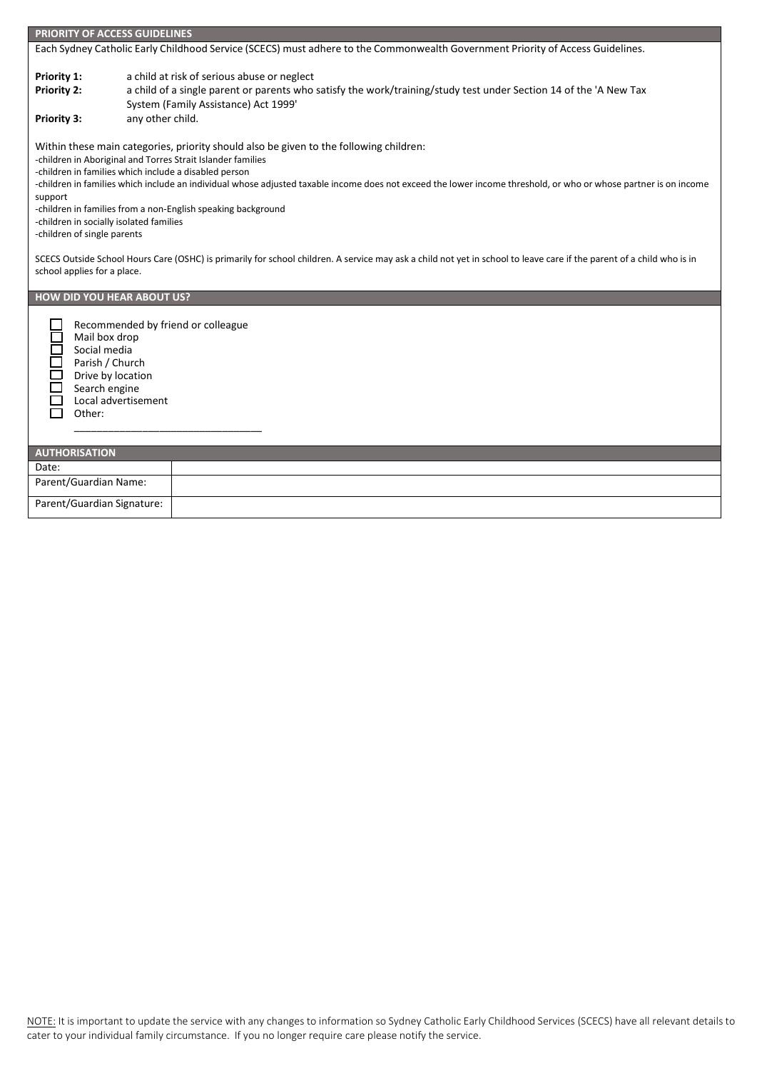## PRIORITY OF ACCESS GUIDELINES

Each Sydney Catholic Early Childhood Service (SCECS) must adhere to the Commonwealth Government Priority of Access Guidelines.

**Priority 1:** a child at risk of serious abuse or neglect

**Priority 2:** a child of a single parent or parents who satisfy the work/training/study test under Section 14 of the 'A New Tax System (Family Assistance) Act 1999'

**Priority 3:** any other child.

Within these main categories, priority should also be given to the following children:

-children in Aboriginal and Torres Strait Islander families
-children in families which include a disabled person
-children in families which include an individual whose adjusted taxable income does not exceed the lower income threshold, or who or whose partner is on income support
-children in families from a non-English speaking background
-children in socially isolated families
-children of single parents

SCECS Outside School Hours Care (OSHC) is primarily for school children. A service may ask a child not yet in school to leave care if the parent of a child who is in school applies for a place.

## HOW DID YOU HEAR ABOUT US?

- ☐ Recommended by friend or colleague
- ☐ Mail box drop
- ☐ Social media
- ☐ Parish / Church
- ☐ Drive by location
- ☐ Search engine
- ☐ Local advertisement
- ☐ Other: ________________________________

## AUTHORISATION

| | |
|---|---|
| Date: | |
| Parent/Guardian Name: | |
| Parent/Guardian Signature: | |

NOTE: It is important to update the service with any changes to information so Sydney Catholic Early Childhood Services (SCECS) have all relevant details to cater to your individual family circumstance. If you no longer require care please notify the service.